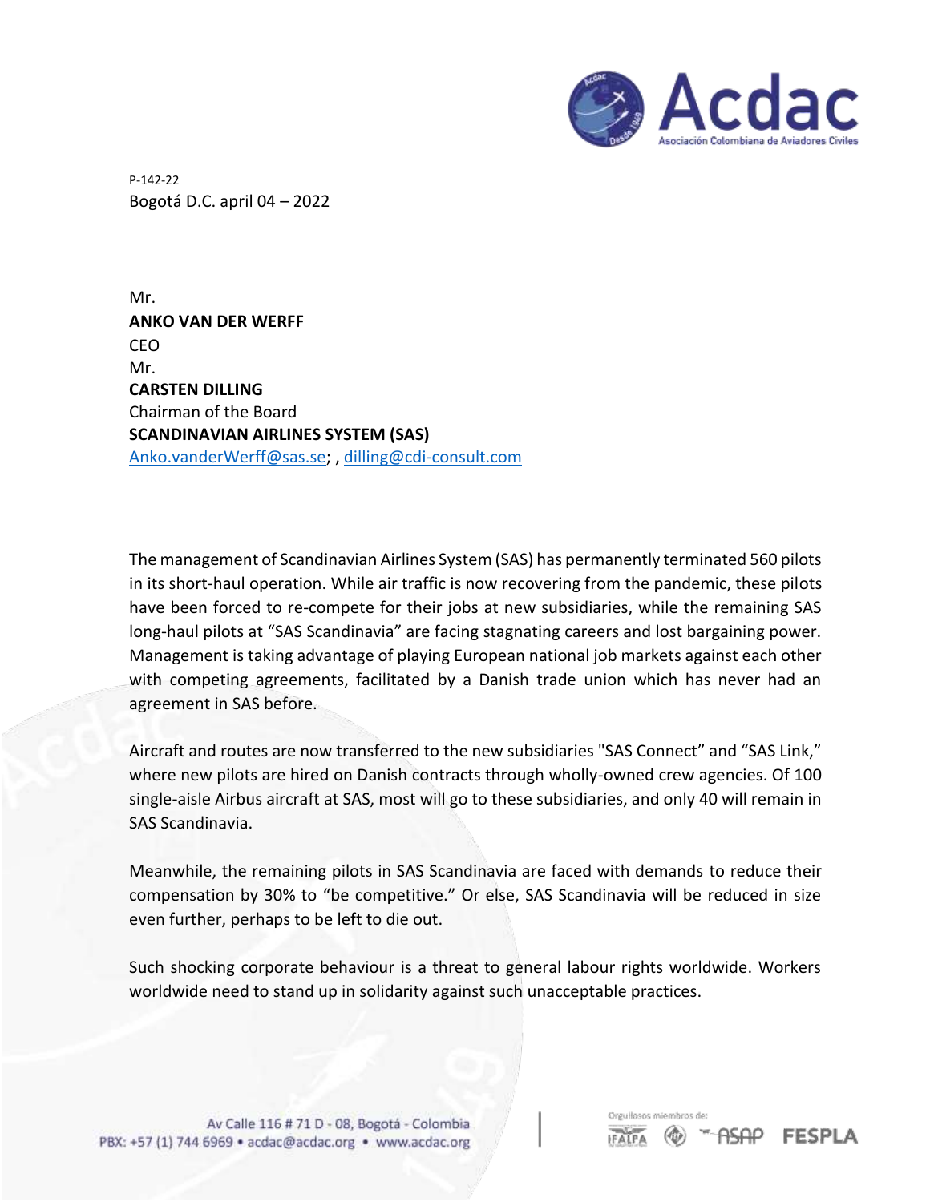P-142-22

Bogotá D.C. april 04 – 2022

Mr.
**ANKO VAN DER WERFF**
CEO
Mr.
**CARSTEN DILLING**
Chairman of the Board
**SCANDINAVIAN AIRLINES SYSTEM (SAS)**
Anko.vanderWerff@sas.se; , dilling@cdi-consult.com

The management of Scandinavian Airlines System (SAS) has permanently terminated 560 pilots in its short-haul operation. While air traffic is now recovering from the pandemic, these pilots have been forced to re-compete for their jobs at new subsidiaries, while the remaining SAS long-haul pilots at "SAS Scandinavia" are facing stagnating careers and lost bargaining power. Management is taking advantage of playing European national job markets against each other with competing agreements, facilitated by a Danish trade union which has never had an agreement in SAS before.

Aircraft and routes are now transferred to the new subsidiaries "SAS Connect" and "SAS Link," where new pilots are hired on Danish contracts through wholly-owned crew agencies. Of 100 single-aisle Airbus aircraft at SAS, most will go to these subsidiaries, and only 40 will remain in SAS Scandinavia.

Meanwhile, the remaining pilots in SAS Scandinavia are faced with demands to reduce their compensation by 30% to "be competitive." Or else, SAS Scandinavia will be reduced in size even further, perhaps to be left to die out.

Such shocking corporate behaviour is a threat to general labour rights worldwide. Workers worldwide need to stand up in solidarity against such unacceptable practices.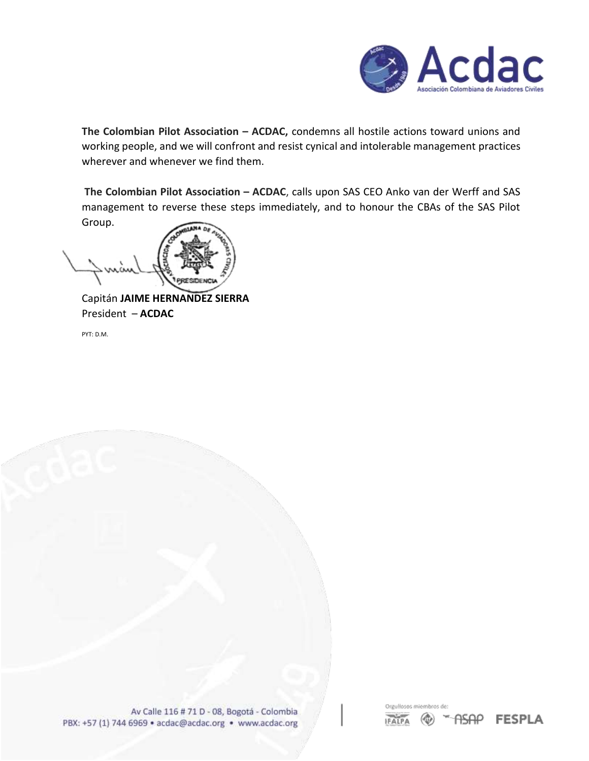**The Colombian Pilot Association – ACDAC,** condemns all hostile actions toward unions and working people, and we will confront and resist cynical and intolerable management practices wherever and whenever we find them.

**The Colombian Pilot Association – ACDAC**, calls upon SAS CEO Anko van der Werff and SAS management to reverse these steps immediately, and to honour the CBAs of the SAS Pilot Group.

Capitán **JAIME HERNANDEZ SIERRA**
President – **ACDAC**

PYT: D.M.

Av Calle 116 # 71 D - 08, Bogotá - Colombia
PBX: +57 (1) 744 6969 • acdac@acdac.org • www.acdac.org

Orgullosos miembros de: IFALPA ASAP FESPLA